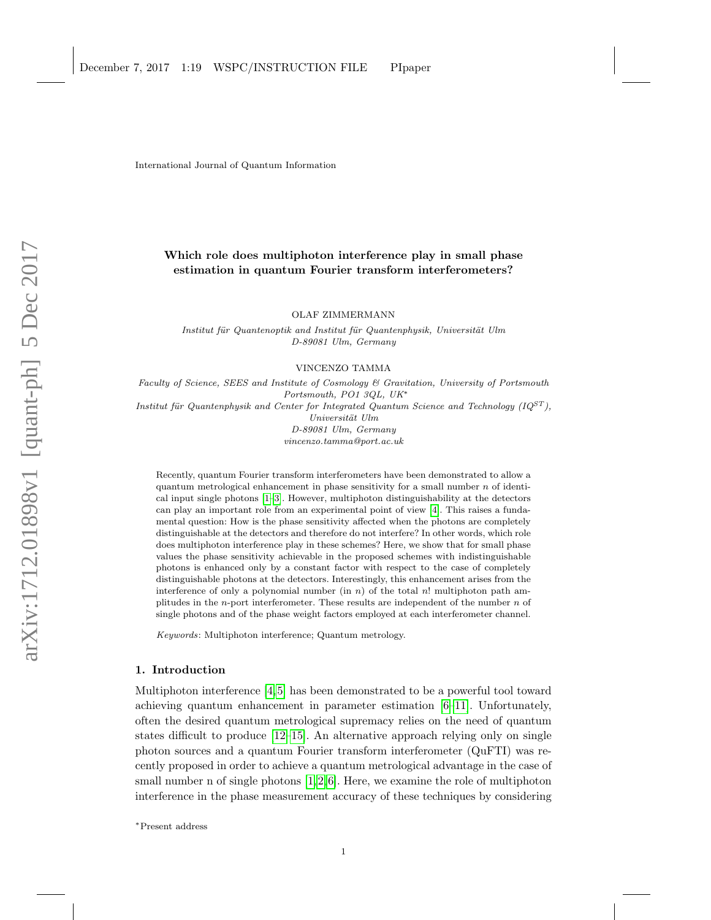International Journal of Quantum Information

# Which role does multiphoton interference play in small phase estimation in quantum Fourier transform interferometers?

OLAF ZIMMERMANN

*Institut für Quantenoptik and Institut für Quantenphysik, Universität Ulm*
*D-89081 Ulm, Germany*

VINCENZO TAMMA

*Faculty of Science, SEES and Institute of Cosmology & Gravitation, University of Portsmouth*
*Portsmouth, PO1 3QL, UK**
*Institut für Quantenphysik and Center for Integrated Quantum Science and Technology ($IQ^{ST}$),*
*Universität Ulm*
*D-89081 Ulm, Germany*
*vincenzo.tamma@port.ac.uk*

Recently, quantum Fourier transform interferometers have been demonstrated to allow a quantum metrological enhancement in phase sensitivity for a small number $n$ of identical input single photons [1–3]. However, multiphoton distinguishability at the detectors can play an important role from an experimental point of view [4]. This raises a fundamental question: How is the phase sensitivity affected when the photons are completely distinguishable at the detectors and therefore do not interfere? In other words, which role does multiphoton interference play in these schemes? Here, we show that for small phase values the phase sensitivity achievable in the proposed schemes with indistinguishable photons is enhanced only by a constant factor with respect to the case of completely distinguishable photons at the detectors. Interestingly, this enhancement arises from the interference of only a polynomial number (in $n$) of the total $n!$ multiphoton path amplitudes in the $n$-port interferometer. These results are independent of the number $n$ of single photons and of the phase weight factors employed at each interferometer channel.

*Keywords*: Multiphoton interference; Quantum metrology.

## 1. Introduction

Multiphoton interference [4,5] has been demonstrated to be a powerful tool toward achieving quantum enhancement in parameter estimation [6–11]. Unfortunately, often the desired quantum metrological supremacy relies on the need of quantum states difficult to produce [12–15]. An alternative approach relying only on single photon sources and a quantum Fourier transform interferometer (QuFTI) was recently proposed in order to achieve a quantum metrological advantage in the case of small number n of single photons [1,2,6]. Here, we examine the role of multiphoton interference in the phase measurement accuracy of these techniques by considering

*Present address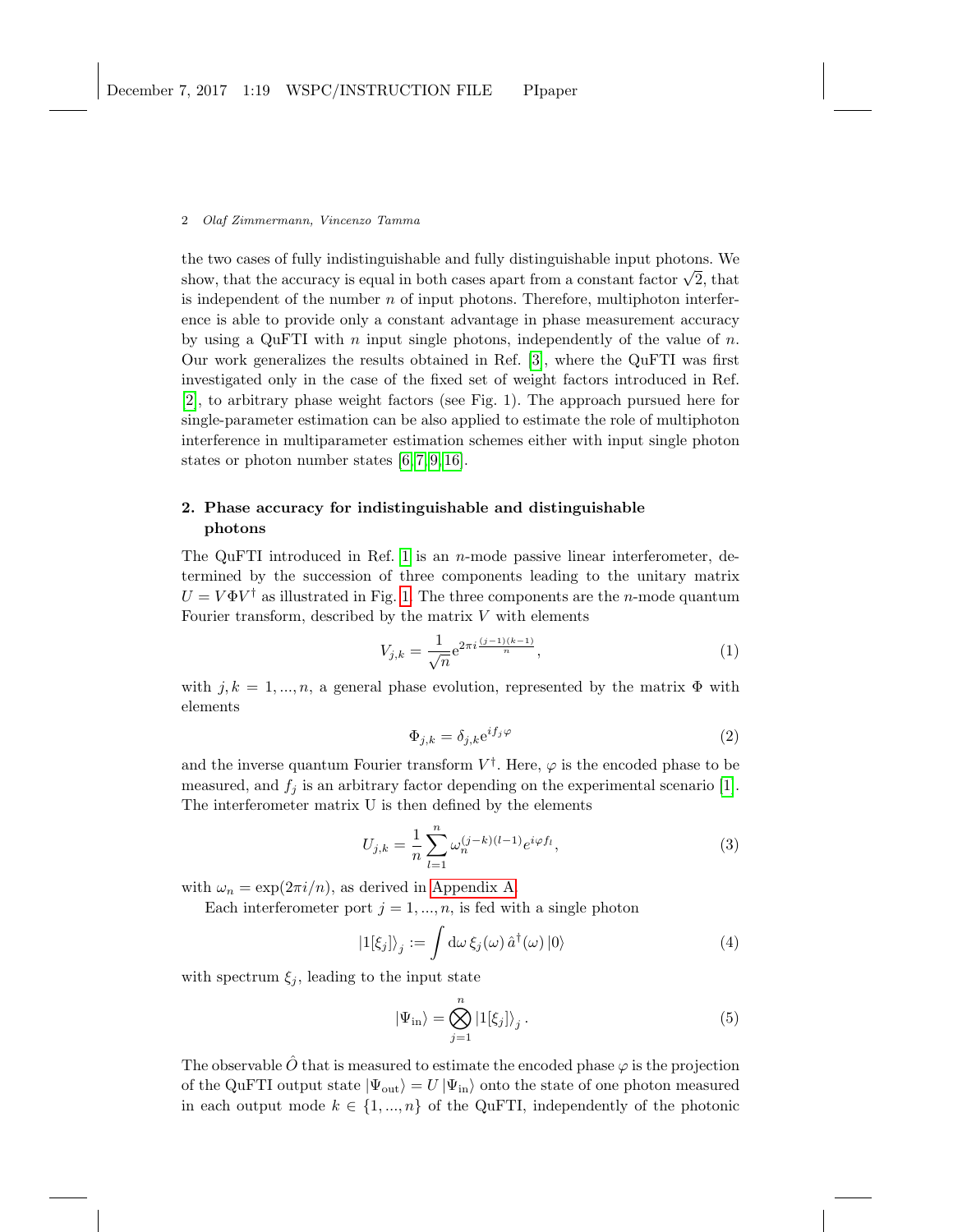the two cases of fully indistinguishable and fully distinguishable input photons. We show, that the accuracy is equal in both cases apart from a constant factor $\sqrt{2}$, that is independent of the number $n$ of input photons. Therefore, multiphoton interference is able to provide only a constant advantage in phase measurement accuracy by using a QuFTI with $n$ input single photons, independently of the value of $n$. Our work generalizes the results obtained in Ref. [3], where the QuFTI was first investigated only in the case of the fixed set of weight factors introduced in Ref. [2], to arbitrary phase weight factors (see Fig. 1). The approach pursued here for single-parameter estimation can be also applied to estimate the role of multiphoton interference in multiparameter estimation schemes either with input single photon states or photon number states [6,7,9,16].

## 2. Phase accuracy for indistinguishable and distinguishable photons

The QuFTI introduced in Ref. [1] is an $n$-mode passive linear interferometer, determined by the succession of three components leading to the unitary matrix $U = V\Phi V^\dagger$ as illustrated in Fig. 1. The three components are the $n$-mode quantum Fourier transform, described by the matrix $V$ with elements

$$V_{j,k} = \frac{1}{\sqrt{n}} \mathrm{e}^{2\pi i \frac{(j-1)(k-1)}{n}}, \tag{1}$$

with $j, k = 1, ..., n$, a general phase evolution, represented by the matrix $\Phi$ with elements

$$\Phi_{j,k} = \delta_{j,k} \mathrm{e}^{i f_j \varphi} \tag{2}$$

and the inverse quantum Fourier transform $V^\dagger$. Here, $\varphi$ is the encoded phase to be measured, and $f_j$ is an arbitrary factor depending on the experimental scenario [1]. The interferometer matrix U is then defined by the elements

$$U_{j,k} = \frac{1}{n} \sum_{l=1}^{n} \omega_n^{(j-k)(l-1)} e^{i\varphi f_l}, \tag{3}$$

with $\omega_n = \exp(2\pi i/n)$, as derived in Appendix A.

Each interferometer port $j = 1, ..., n$, is fed with a single photon

$$|1[\xi_j]\rangle_j := \int \mathrm{d}\omega\, \xi_j(\omega)\, \hat{a}^\dagger(\omega)\, |0\rangle \tag{4}$$

with spectrum $\xi_j$, leading to the input state

$$|\Psi_{\mathrm{in}}\rangle = \bigotimes_{j=1}^{n} |1[\xi_j]\rangle_j \,. \tag{5}$$

The observable $\hat{O}$ that is measured to estimate the encoded phase $\varphi$ is the projection of the QuFTI output state $|\Psi_{\mathrm{out}}\rangle = U |\Psi_{\mathrm{in}}\rangle$ onto the state of one photon measured in each output mode $k \in \{1, ..., n\}$ of the QuFTI, independently of the photonic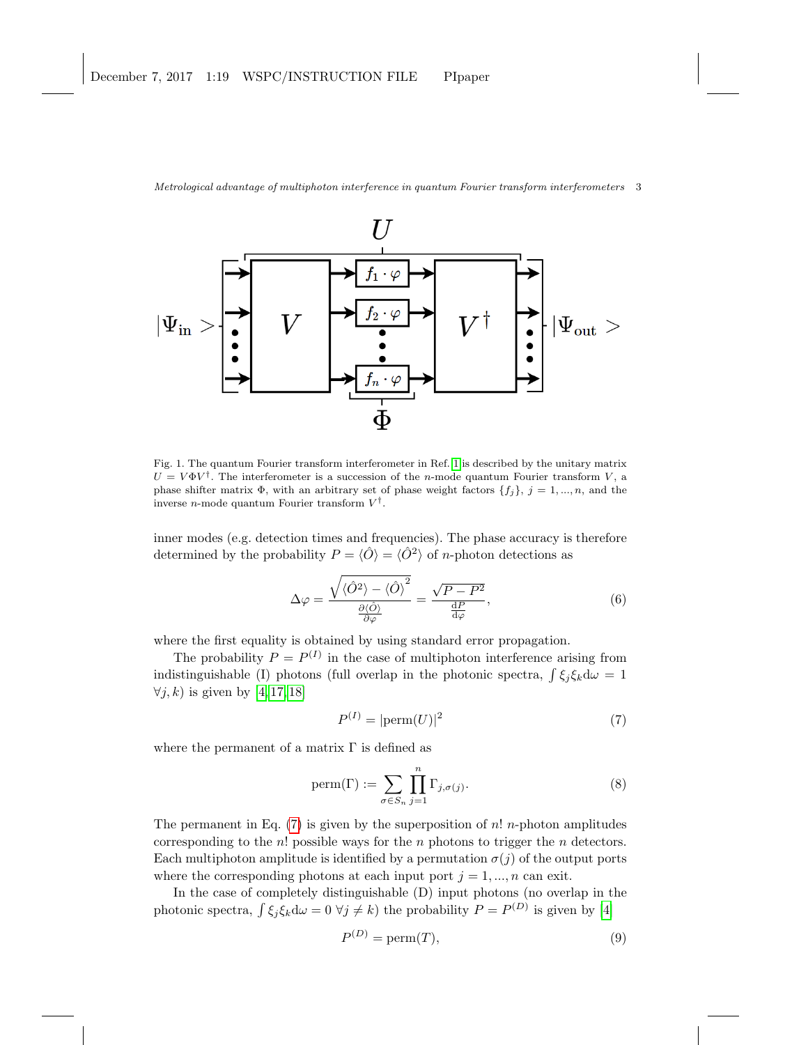Fig. 1. The quantum Fourier transform interferometer in Ref. [1] is described by the unitary matrix $U = V\Phi V^{\dagger}$. The interferometer is a succession of the $n$-mode quantum Fourier transform $V$, a phase shifter matrix $\Phi$, with an arbitrary set of phase weight factors $\{f_j\}$, $j = 1, ..., n$, and the inverse $n$-mode quantum Fourier transform $V^{\dagger}$.

inner modes (e.g. detection times and frequencies). The phase accuracy is therefore determined by the probability $P = \langle \hat{O} \rangle = \langle \hat{O}^2 \rangle$ of $n$-photon detections as

$$\Delta\varphi = \frac{\sqrt{\langle \hat{O}^2 \rangle - \langle \hat{O} \rangle^2}}{\frac{\partial \langle \hat{O} \rangle}{\partial \varphi}} = \frac{\sqrt{P - P^2}}{\frac{\mathrm{d}P}{\mathrm{d}\varphi}}, \tag{6}$$

where the first equality is obtained by using standard error propagation.

The probability $P = P^{(I)}$ in the case of multiphoton interference arising from indistinguishable (I) photons (full overlap in the photonic spectra, $\int \xi_j \xi_k \mathrm{d}\omega = 1$ $\forall j, k$) is given by [4, 17, 18]

$$P^{(I)} = |\mathrm{perm}(U)|^2 \tag{7}$$

where the permanent of a matrix $\Gamma$ is defined as

$$\mathrm{perm}(\Gamma) := \sum_{\sigma \in S_n} \prod_{j=1}^{n} \Gamma_{j,\sigma(j)}. \tag{8}$$

The permanent in Eq. (7) is given by the superposition of $n!$ $n$-photon amplitudes corresponding to the $n!$ possible ways for the $n$ photons to trigger the $n$ detectors. Each multiphoton amplitude is identified by a permutation $\sigma(j)$ of the output ports where the corresponding photons at each input port $j = 1, ..., n$ can exit.

In the case of completely distinguishable (D) input photons (no overlap in the photonic spectra, $\int \xi_j \xi_k \mathrm{d}\omega = 0$ $\forall j \neq k$) the probability $P = P^{(D)}$ is given by [4]

$$P^{(D)} = \mathrm{perm}(T), \tag{9}$$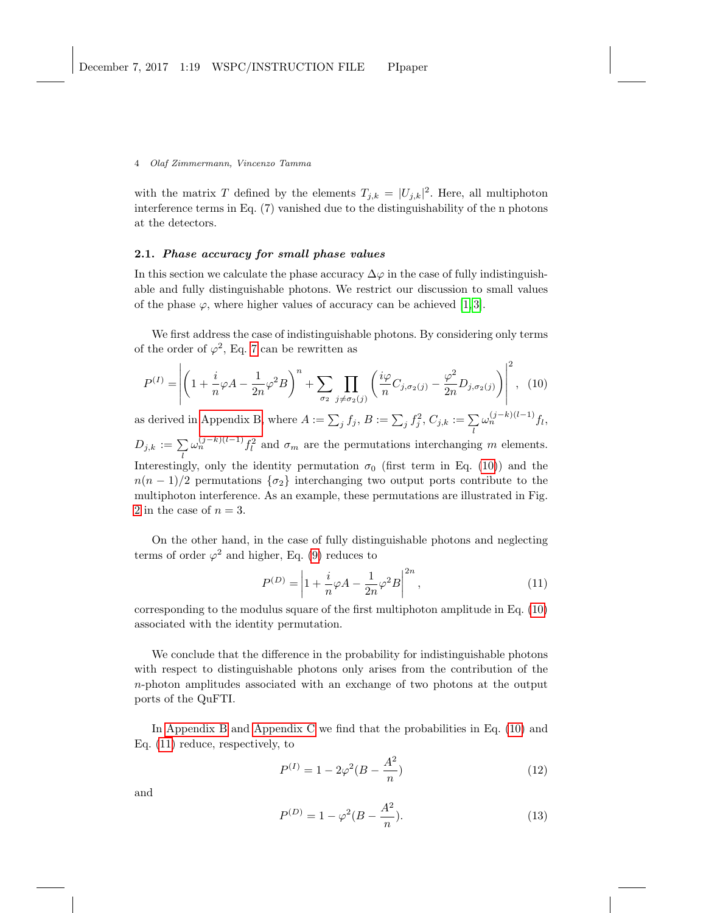with the matrix $T$ defined by the elements $T_{j,k} = |U_{j,k}|^2$. Here, all multiphoton interference terms in Eq. (7) vanished due to the distinguishability of the n photons at the detectors.

### 2.1. *Phase accuracy for small phase values*

In this section we calculate the phase accuracy $\Delta\varphi$ in the case of fully indistinguishable and fully distinguishable photons. We restrict our discussion to small values of the phase $\varphi$, where higher values of accuracy can be achieved [1,3].

We first address the case of indistinguishable photons. By considering only terms of the order of $\varphi^2$, Eq. 7 can be rewritten as

$$P^{(I)} = \left| \left(1 + \frac{i}{n}\varphi A - \frac{1}{2n}\varphi^2 B\right)^n + \sum_{\sigma_2} \prod_{j \neq \sigma_2(j)} \left(\frac{i\varphi}{n} C_{j,\sigma_2(j)} - \frac{\varphi^2}{2n} D_{j,\sigma_2(j)}\right) \right|^2, \quad (10)$$

as derived in Appendix B, where $A := \sum_j f_j$, $B := \sum_j f_j^2$, $C_{j,k} := \sum_l \omega_n^{(j-k)(l-1)} f_l$, $D_{j,k} := \sum_l \omega_n^{(j-k)(l-1)} f_l^2$ and $\sigma_m$ are the permutations interchanging $m$ elements. Interestingly, only the identity permutation $\sigma_0$ (first term in Eq. (10)) and the $n(n-1)/2$ permutations $\{\sigma_2\}$ interchanging two output ports contribute to the multiphoton interference. As an example, these permutations are illustrated in Fig. 2 in the case of $n = 3$.

On the other hand, in the case of fully distinguishable photons and neglecting terms of order $\varphi^2$ and higher, Eq. (9) reduces to

$$P^{(D)} = \left|1 + \frac{i}{n}\varphi A - \frac{1}{2n}\varphi^2 B\right|^{2n}, \quad (11)$$

corresponding to the modulus square of the first multiphoton amplitude in Eq. (10) associated with the identity permutation.

We conclude that the difference in the probability for indistinguishable photons with respect to distinguishable photons only arises from the contribution of the $n$-photon amplitudes associated with an exchange of two photons at the output ports of the QuFTI.

In Appendix B and Appendix C we find that the probabilities in Eq. (10) and Eq. (11) reduce, respectively, to

$$P^{(I)} = 1 - 2\varphi^2 \left(B - \frac{A^2}{n}\right) \quad (12)$$

and

$$P^{(D)} = 1 - \varphi^2 \left(B - \frac{A^2}{n}\right). \quad (13)$$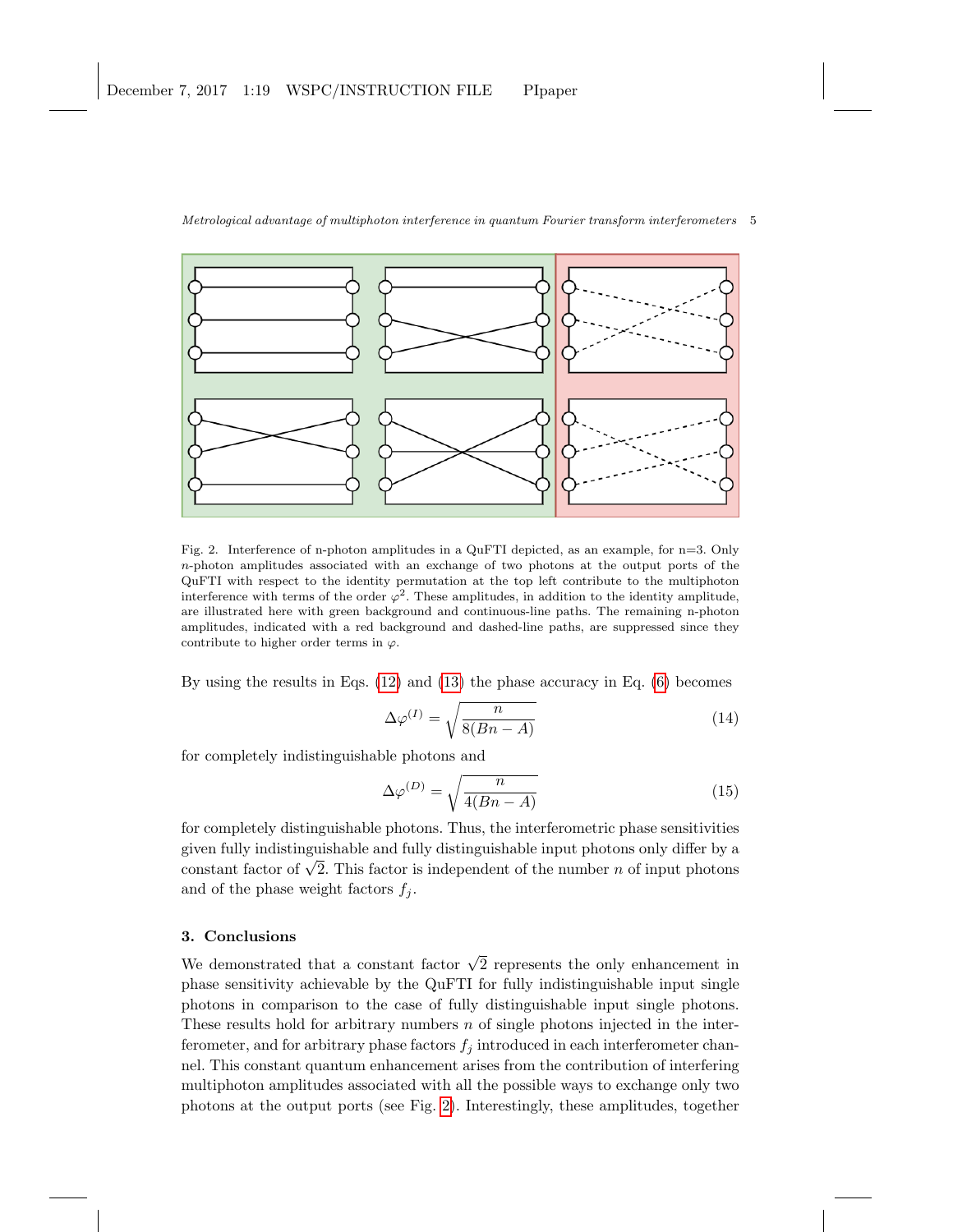Fig. 2. Interference of n-photon amplitudes in a QuFTI depicted, as an example, for n=3. Only $n$-photon amplitudes associated with an exchange of two photons at the output ports of the QuFTI with respect to the identity permutation at the top left contribute to the multiphoton interference with terms of the order $\varphi^2$. These amplitudes, in addition to the identity amplitude, are illustrated here with green background and continuous-line paths. The remaining n-photon amplitudes, indicated with a red background and dashed-line paths, are suppressed since they contribute to higher order terms in $\varphi$.

By using the results in Eqs. (12) and (13) the phase accuracy in Eq. (6) becomes

$$\Delta\varphi^{(I)} = \sqrt{\frac{n}{8(Bn - A)}} \tag{14}$$

for completely indistinguishable photons and

$$\Delta\varphi^{(D)} = \sqrt{\frac{n}{4(Bn - A)}} \tag{15}$$

for completely distinguishable photons. Thus, the interferometric phase sensitivities given fully indistinguishable and fully distinguishable input photons only differ by a constant factor of $\sqrt{2}$. This factor is independent of the number $n$ of input photons and of the phase weight factors $f_j$.

## 3. Conclusions

We demonstrated that a constant factor $\sqrt{2}$ represents the only enhancement in phase sensitivity achievable by the QuFTI for fully indistinguishable input single photons in comparison to the case of fully distinguishable input single photons. These results hold for arbitrary numbers $n$ of single photons injected in the interferometer, and for arbitrary phase factors $f_j$ introduced in each interferometer channel. This constant quantum enhancement arises from the contribution of interfering multiphoton amplitudes associated with all the possible ways to exchange only two photons at the output ports (see Fig. 2). Interestingly, these amplitudes, together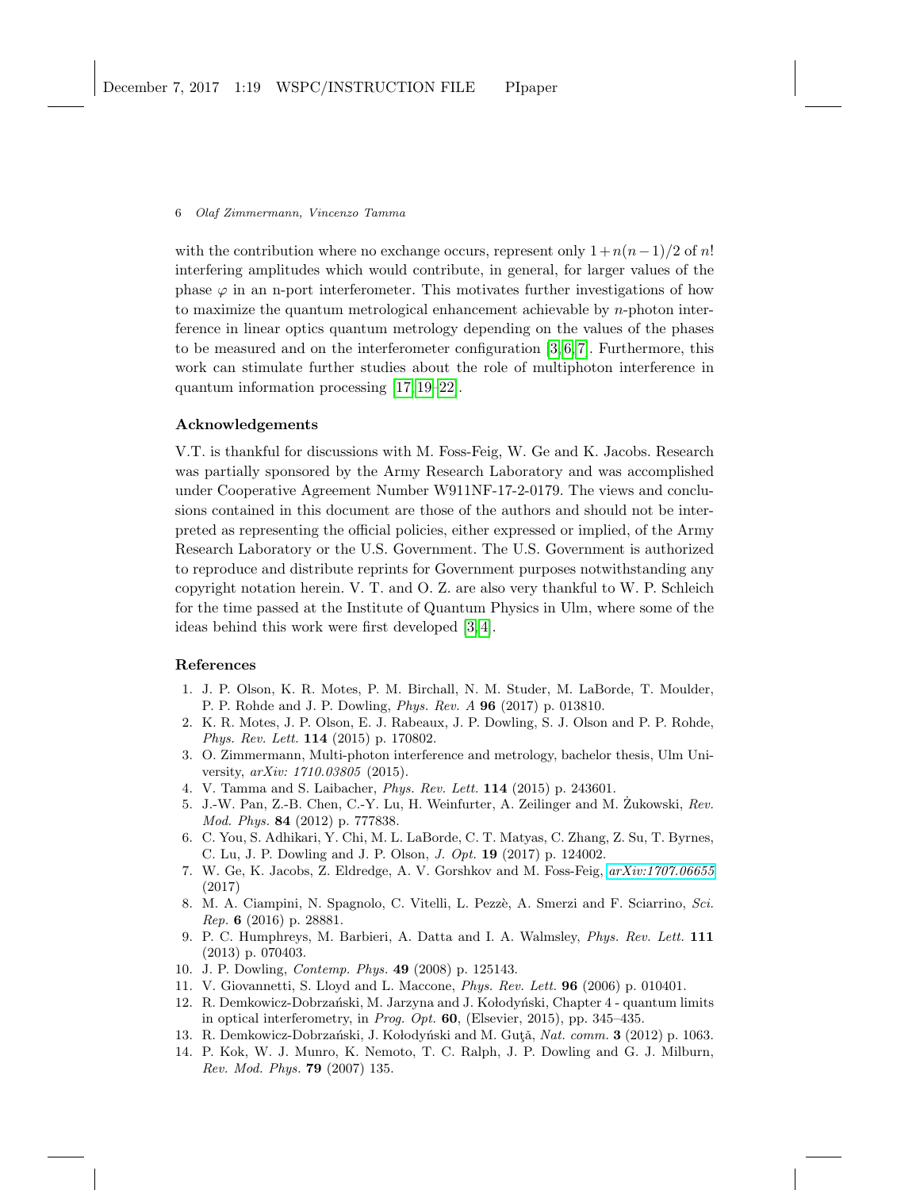with the contribution where no exchange occurs, represent only $1+n(n-1)/2$ of $n!$ interfering amplitudes which would contribute, in general, for larger values of the phase $\varphi$ in an n-port interferometer. This motivates further investigations of how to maximize the quantum metrological enhancement achievable by $n$-photon interference in linear optics quantum metrology depending on the values of the phases to be measured and on the interferometer configuration [3,6,7]. Furthermore, this work can stimulate further studies about the role of multiphoton interference in quantum information processing [17,19–22].

## Acknowledgements

V.T. is thankful for discussions with M. Foss-Feig, W. Ge and K. Jacobs. Research was partially sponsored by the Army Research Laboratory and was accomplished under Cooperative Agreement Number W911NF-17-2-0179. The views and conclusions contained in this document are those of the authors and should not be interpreted as representing the official policies, either expressed or implied, of the Army Research Laboratory or the U.S. Government. The U.S. Government is authorized to reproduce and distribute reprints for Government purposes notwithstanding any copyright notation herein. V. T. and O. Z. are also very thankful to W. P. Schleich for the time passed at the Institute of Quantum Physics in Ulm, where some of the ideas behind this work were first developed [3,4].

## References

1. J. P. Olson, K. R. Motes, P. M. Birchall, N. M. Studer, M. LaBorde, T. Moulder, P. P. Rohde and J. P. Dowling, *Phys. Rev. A* **96** (2017) p. 013810.
2. K. R. Motes, J. P. Olson, E. J. Rabeaux, J. P. Dowling, S. J. Olson and P. P. Rohde, *Phys. Rev. Lett.* **114** (2015) p. 170802.
3. O. Zimmermann, Multi-photon interference and metrology, bachelor thesis, Ulm University, *arXiv: 1710.03805* (2015).
4. V. Tamma and S. Laibacher, *Phys. Rev. Lett.* **114** (2015) p. 243601.
5. J.-W. Pan, Z.-B. Chen, C.-Y. Lu, H. Weinfurter, A. Zeilinger and M. Żukowski, *Rev. Mod. Phys.* **84** (2012) p. 777838.
6. C. You, S. Adhikari, Y. Chi, M. L. LaBorde, C. T. Matyas, C. Zhang, Z. Su, T. Byrnes, C. Lu, J. P. Dowling and J. P. Olson, *J. Opt.* **19** (2017) p. 124002.
7. W. Ge, K. Jacobs, Z. Eldredge, A. V. Gorshkov and M. Foss-Feig, *arXiv:1707.06655* (2017)
8. M. A. Ciampini, N. Spagnolo, C. Vitelli, L. Pezzè, A. Smerzi and F. Sciarrino, *Sci. Rep.* **6** (2016) p. 28881.
9. P. C. Humphreys, M. Barbieri, A. Datta and I. A. Walmsley, *Phys. Rev. Lett.* **111** (2013) p. 070403.
10. J. P. Dowling, *Contemp. Phys.* **49** (2008) p. 125143.
11. V. Giovannetti, S. Lloyd and L. Maccone, *Phys. Rev. Lett.* **96** (2006) p. 010401.
12. R. Demkowicz-Dobrzański, M. Jarzyna and J. Kołodyński, Chapter 4 - quantum limits in optical interferometry, in *Prog. Opt.* **60**, (Elsevier, 2015), pp. 345–435.
13. R. Demkowicz-Dobrzański, J. Kołodyński and M. Guţă, *Nat. comm.* **3** (2012) p. 1063.
14. P. Kok, W. J. Munro, K. Nemoto, T. C. Ralph, J. P. Dowling and G. J. Milburn, *Rev. Mod. Phys.* **79** (2007) 135.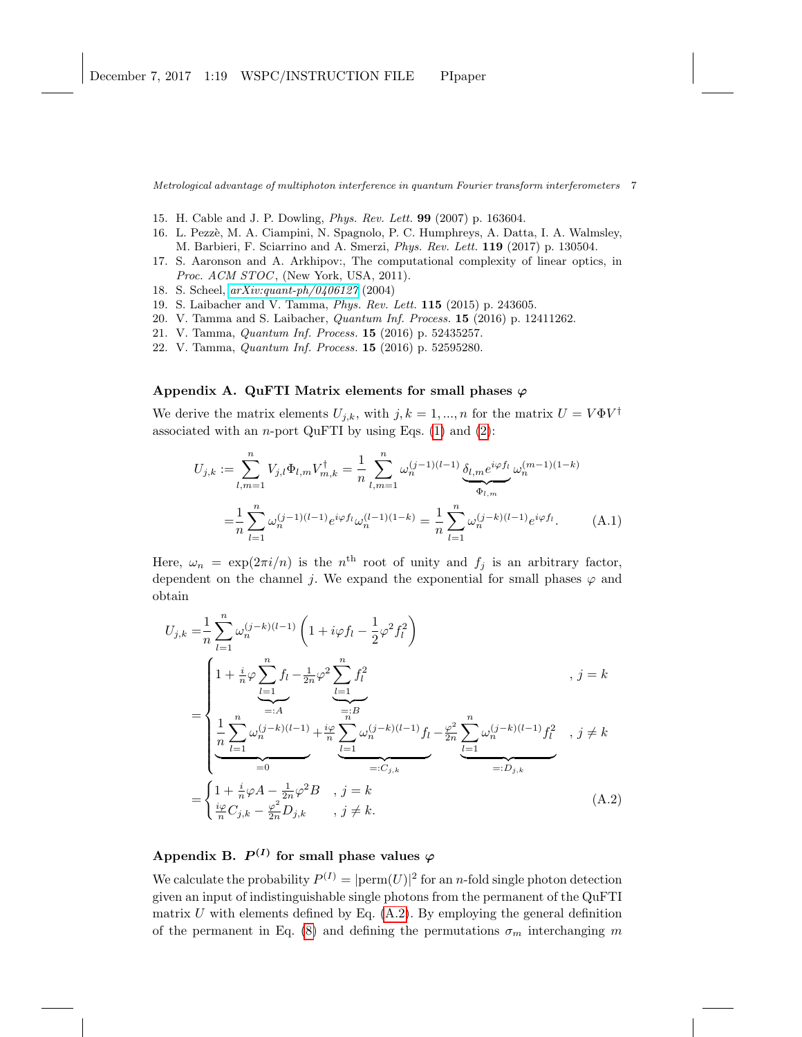15. H. Cable and J. P. Dowling, *Phys. Rev. Lett.* **99** (2007) p. 163604.
16. L. Pezzè, M. A. Ciampini, N. Spagnolo, P. C. Humphreys, A. Datta, I. A. Walmsley, M. Barbieri, F. Sciarrino and A. Smerzi, *Phys. Rev. Lett.* **119** (2017) p. 130504.
17. S. Aaronson and A. Arkhipov:, The computational complexity of linear optics, in *Proc. ACM STOC*, (New York, USA, 2011).
18. S. Scheel, *arXiv:quant-ph/0406127* (2004)
19. S. Laibacher and V. Tamma, *Phys. Rev. Lett.* **115** (2015) p. 243605.
20. V. Tamma and S. Laibacher, *Quantum Inf. Process.* **15** (2016) p. 12411262.
21. V. Tamma, *Quantum Inf. Process.* **15** (2016) p. 52435257.
22. V. Tamma, *Quantum Inf. Process.* **15** (2016) p. 52595280.

## Appendix A. QuFTI Matrix elements for small phases $\varphi$

We derive the matrix elements $U_{j,k}$, with $j,k = 1,...,n$ for the matrix $U = V\Phi V^{\dagger}$ associated with an $n$-port QuFTI by using Eqs. (1) and (2):

$$
\begin{aligned}
U_{j,k} := \sum_{l,m=1}^{n} V_{j,l}\Phi_{l,m}V^{\dagger}_{m,k} &= \frac{1}{n}\sum_{l,m=1}^{n} \omega_n^{(j-1)(l-1)} \underbrace{\delta_{l,m}e^{i\varphi f_l}}_{\Phi_{l,m}} \omega_n^{(m-1)(1-k)} \\
&= \frac{1}{n}\sum_{l=1}^{n}\omega_n^{(j-1)(l-1)}e^{i\varphi f_l}\omega_n^{(l-1)(1-k)} = \frac{1}{n}\sum_{l=1}^{n}\omega_n^{(j-k)(l-1)}e^{i\varphi f_l}. \qquad \text{(A.1)}
\end{aligned}
$$

Here, $\omega_n = \exp(2\pi i/n)$ is the $n^{\text{th}}$ root of unity and $f_j$ is an arbitrary factor, dependent on the channel $j$. We expand the exponential for small phases $\varphi$ and obtain

$$
\begin{aligned}
U_{j,k} &= \frac{1}{n}\sum_{l=1}^{n}\omega_n^{(j-k)(l-1)}\left(1 + i\varphi f_l - \frac{1}{2}\varphi^2 f_l^2\right) \\
&= \begin{cases} 1 + \frac{i}{n}\varphi \underbrace{\sum_{l=1}^{n} f_l}_{=:A} - \frac{1}{2n}\varphi^2 \underbrace{\sum_{l=1}^{n} f_l^2}_{=:B} & , j = k \\ \underbrace{\frac{1}{n}\sum_{l=1}^{n}\omega_n^{(j-k)(l-1)}}_{=0} + \frac{i\varphi}{n}\underbrace{\sum_{l=1}^{n}\omega_n^{(j-k)(l-1)}f_l}_{=:C_{j,k}} - \frac{\varphi^2}{2n}\underbrace{\sum_{l=1}^{n}\omega_n^{(j-k)(l-1)}f_l^2}_{=:D_{j,k}} & , j \neq k \end{cases} \\
&= \begin{cases} 1 + \frac{i}{n}\varphi A - \frac{1}{2n}\varphi^2 B & , j = k \\ \frac{i\varphi}{n}C_{j,k} - \frac{\varphi^2}{2n}D_{j,k} & , j \neq k. \end{cases} \qquad \text{(A.2)}
\end{aligned}
$$

## Appendix B. $P^{(I)}$ for small phase values $\varphi$

We calculate the probability $P^{(I)} = |\text{perm}(U)|^2$ for an $n$-fold single photon detection given an input of indistinguishable single photons from the permanent of the QuFTI matrix $U$ with elements defined by Eq. (A.2). By employing the general definition of the permanent in Eq. (8) and defining the permutations $\sigma_m$ interchanging $m$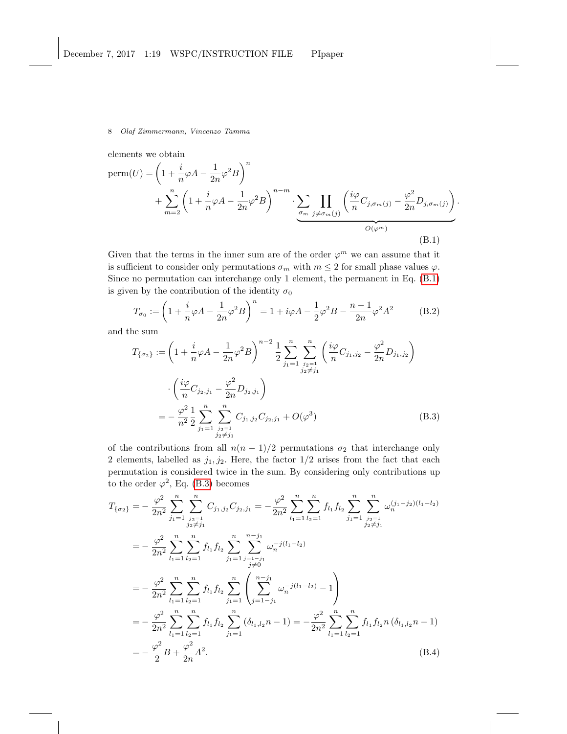elements we obtain

$$
\begin{aligned}
\operatorname{perm}(U) = &\left(1 + \frac{i}{n}\varphi A - \frac{1}{2n}\varphi^2 B\right)^n \\
&+ \sum_{m=2}^{n} \left(1 + \frac{i}{n}\varphi A - \frac{1}{2n}\varphi^2 B\right)^{n-m} \cdot \underbrace{\sum_{\sigma_m} \prod_{j \neq \sigma_m(j)} \left(\frac{i\varphi}{n} C_{j,\sigma_m(j)} - \frac{\varphi^2}{2n} D_{j,\sigma_m(j)}\right)}_{O(\varphi^m)} .
\end{aligned}
\tag{B.1}
$$

Given that the terms in the inner sum are of the order $\varphi^m$ we can assume that it is sufficient to consider only permutations $\sigma_m$ with $m \leq 2$ for small phase values $\varphi$. Since no permutation can interchange only 1 element, the permanent in Eq. (B.1) is given by the contribution of the identity $\sigma_0$

$$
T_{\sigma_0} := \left(1 + \frac{i}{n}\varphi A - \frac{1}{2n}\varphi^2 B\right)^n = 1 + i\varphi A - \frac{1}{2}\varphi^2 B - \frac{n-1}{2n}\varphi^2 A^2 \tag{B.2}
$$

and the sum

$$
\begin{aligned}
T_{\{\sigma_2\}} := &\left(1 + \frac{i}{n}\varphi A - \frac{1}{2n}\varphi^2 B\right)^{n-2} \frac{1}{2} \sum_{j_1=1}^{n} \sum_{\substack{j_2=1 \\ j_2 \neq j_1}}^{n} \left(\frac{i\varphi}{n} C_{j_1,j_2} - \frac{\varphi^2}{2n} D_{j_1,j_2}\right) \\
&\cdot \left(\frac{i\varphi}{n} C_{j_2,j_1} - \frac{\varphi^2}{2n} D_{j_2,j_1}\right) \\
= &-\frac{\varphi^2}{n^2} \frac{1}{2} \sum_{j_1=1}^{n} \sum_{\substack{j_2=1 \\ j_2 \neq j_1}}^{n} C_{j_1,j_2} C_{j_2,j_1} + O(\varphi^3)
\end{aligned}
\tag{B.3}
$$

of the contributions from all $n(n-1)/2$ permutations $\sigma_2$ that interchange only 2 elements, labelled as $j_1, j_2$. Here, the factor $1/2$ arises from the fact that each permutation is considered twice in the sum. By considering only contributions up to the order $\varphi^2$, Eq. (B.3) becomes

$$
\begin{aligned}
T_{\{\sigma_2\}} &= -\frac{\varphi^2}{2n^2} \sum_{j_1=1}^{n} \sum_{\substack{j_2=1 \\ j_2 \neq j_1}}^{n} C_{j_1,j_2} C_{j_2,j_1} = -\frac{\varphi^2}{2n^2} \sum_{l_1=1}^{n} \sum_{l_2=1}^{n} f_{l_1} f_{l_2} \sum_{j_1=1}^{n} \sum_{\substack{j_2=1 \\ j_2 \neq j_1}}^{n} \omega_n^{(j_1-j_2)(l_1-l_2)} \\
&= -\frac{\varphi^2}{2n^2} \sum_{l_1=1}^{n} \sum_{l_2=1}^{n} f_{l_1} f_{l_2} \sum_{j_1=1}^{n} \sum_{\substack{j=1-j_1 \\ j \neq 0}}^{n-j_1} \omega_n^{-j(l_1-l_2)} \\
&= -\frac{\varphi^2}{2n^2} \sum_{l_1=1}^{n} \sum_{l_2=1}^{n} f_{l_1} f_{l_2} \sum_{j_1=1}^{n} \left(\sum_{j=1-j_1}^{n-j_1} \omega_n^{-j(l_1-l_2)} - 1\right) \\
&= -\frac{\varphi^2}{2n^2} \sum_{l_1=1}^{n} \sum_{l_2=1}^{n} f_{l_1} f_{l_2} \sum_{j_1=1}^{n} \left(\delta_{l_1,l_2} n - 1\right) = -\frac{\varphi^2}{2n^2} \sum_{l_1=1}^{n} \sum_{l_2=1}^{n} f_{l_1} f_{l_2} n \left(\delta_{l_1,l_2} n - 1\right) \\
&= -\frac{\varphi^2}{2} B + \frac{\varphi^2}{2n} A^2.
\end{aligned}
\tag{B.4}
$$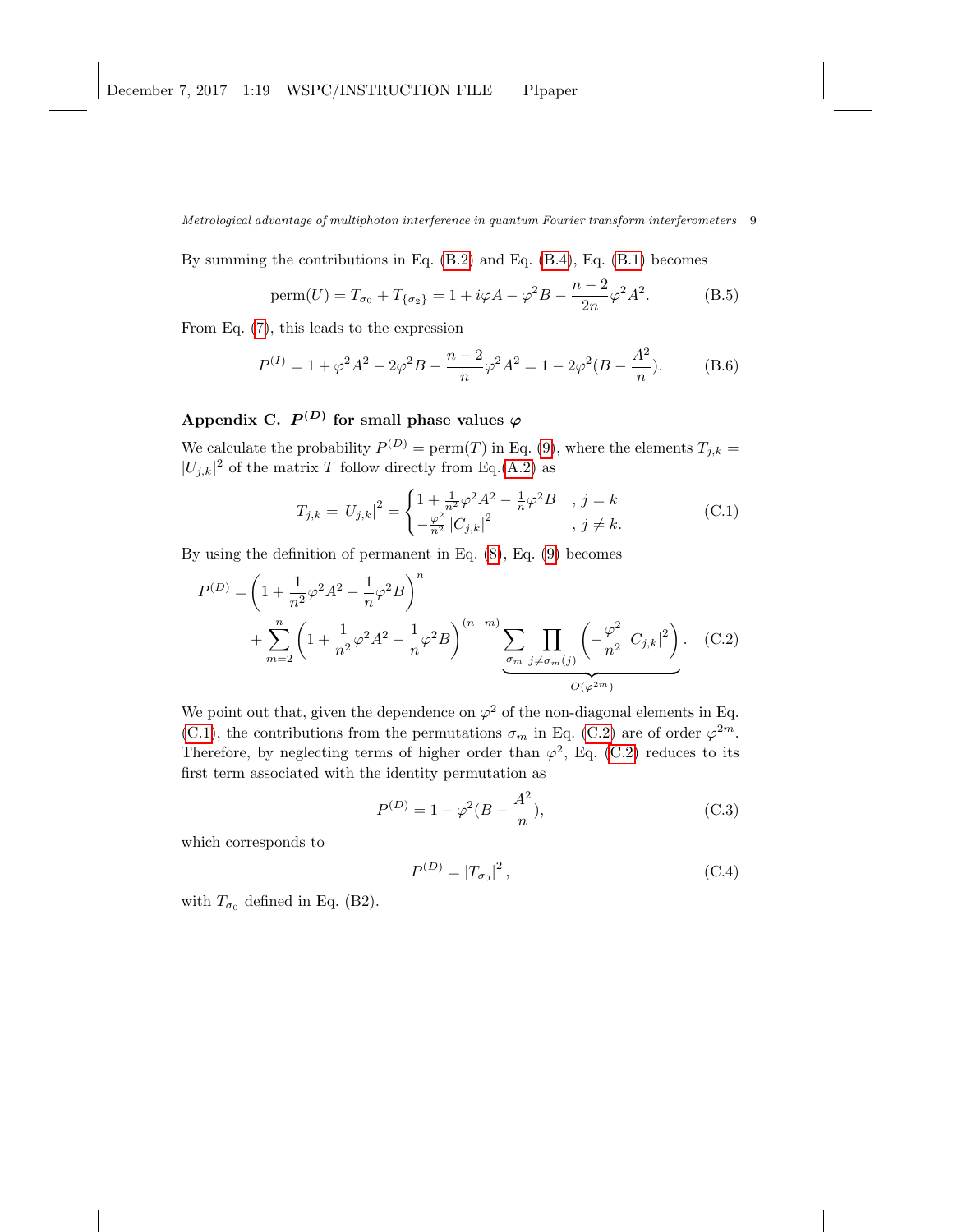By summing the contributions in Eq. (B.2) and Eq. (B.4), Eq. (B.1) becomes

$$\text{perm}(U) = T_{\sigma_0} + T_{\{\sigma_2\}} = 1 + i\varphi A - \varphi^2 B - \frac{n-2}{2n}\varphi^2 A^2. \tag{B.5}$$

From Eq. (7), this leads to the expression

$$P^{(I)} = 1 + \varphi^2 A^2 - 2\varphi^2 B - \frac{n-2}{n}\varphi^2 A^2 = 1 - 2\varphi^2 (B - \frac{A^2}{n}). \tag{B.6}$$

## Appendix C. $P^{(D)}$ for small phase values $\varphi$

We calculate the probability $P^{(D)} = \text{perm}(T)$ in Eq. (9), where the elements $T_{j,k} = |U_{j,k}|^2$ of the matrix $T$ follow directly from Eq.(A.2) as

$$T_{j,k} = |U_{j,k}|^2 = \begin{cases} 1 + \frac{1}{n^2}\varphi^2 A^2 - \frac{1}{n}\varphi^2 B & , j = k \\ -\frac{\varphi^2}{n^2} |C_{j,k}|^2 & , j \neq k. \end{cases} \tag{C.1}$$

By using the definition of permanent in Eq. (8), Eq. (9) becomes

$$\begin{aligned} P^{(D)} = &\left(1 + \frac{1}{n^2}\varphi^2 A^2 - \frac{1}{n}\varphi^2 B\right)^n \\ &+ \sum_{m=2}^{n} \left(1 + \frac{1}{n^2}\varphi^2 A^2 - \frac{1}{n}\varphi^2 B\right)^{(n-m)} \underbrace{\sum_{\sigma_m} \prod_{j \neq \sigma_m(j)} \left(-\frac{\varphi^2}{n^2} |C_{j,k}|^2\right)}_{O(\varphi^{2m})}. \end{aligned} \tag{C.2}$$

We point out that, given the dependence on $\varphi^2$ of the non-diagonal elements in Eq. (C.1), the contributions from the permutations $\sigma_m$ in Eq. (C.2) are of order $\varphi^{2m}$. Therefore, by neglecting terms of higher order than $\varphi^2$, Eq. (C.2) reduces to its first term associated with the identity permutation as

$$P^{(D)} = 1 - \varphi^2 (B - \frac{A^2}{n}), \tag{C.3}$$

which corresponds to

$$P^{(D)} = |T_{\sigma_0}|^2, \tag{C.4}$$

with $T_{\sigma_0}$ defined in Eq. (B2).